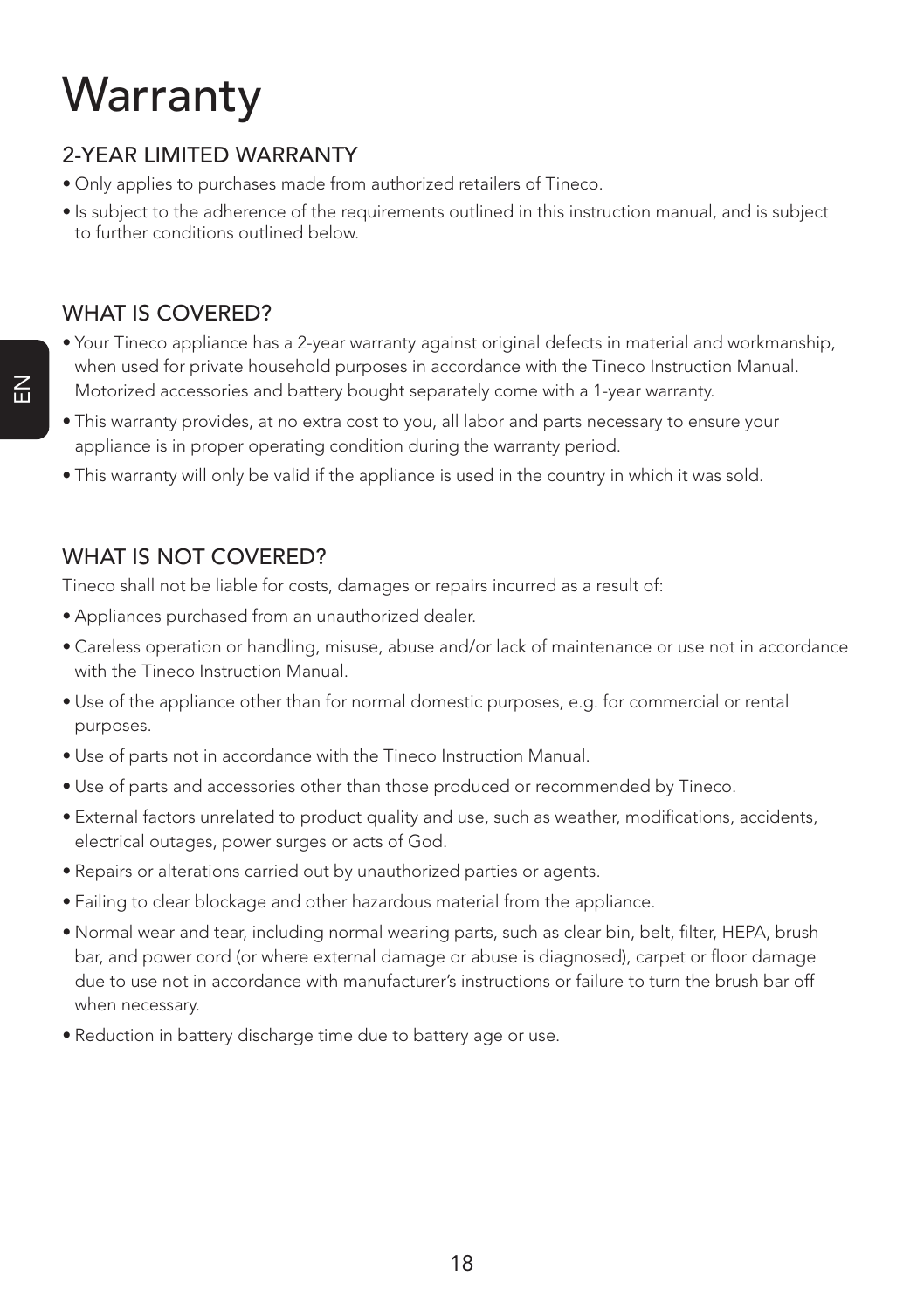# Warranty

## 2-YEAR LIMITED WARRANTY

- Only applies to purchases made from authorized retailers of Tineco.
- Is subject to the adherence of the requirements outlined in this instruction manual, and is subject to further conditions outlined below.

## WHAT IS COVERED?

- Your Tineco appliance has a 2-year warranty against original defects in material and workmanship, when used for private household purposes in accordance with the Tineco Instruction Manual. Motorized accessories and battery bought separately come with a 1-year warranty.
- This warranty provides, at no extra cost to you, all labor and parts necessary to ensure your appliance is in proper operating condition during the warranty period.
- This warranty will only be valid if the appliance is used in the country in which it was sold.

## WHAT IS NOT COVERED?

Tineco shall not be liable for costs, damages or repairs incurred as a result of:

- Appliances purchased from an unauthorized dealer.
- Careless operation or handling, misuse, abuse and/or lack of maintenance or use not in accordance with the Tineco Instruction Manual.
- Use of the appliance other than for normal domestic purposes, e.g. for commercial or rental purposes.
- Use of parts not in accordance with the Tineco Instruction Manual.
- Use of parts and accessories other than those produced or recommended by Tineco.
- External factors unrelated to product quality and use, such as weather, modifications, accidents, electrical outages, power surges or acts of God.
- Repairs or alterations carried out by unauthorized parties or agents.
- Failing to clear blockage and other hazardous material from the appliance.
- Normal wear and tear, including normal wearing parts, such as clear bin, belt, filter, HEPA, brush bar, and power cord (or where external damage or abuse is diagnosed), carpet or floor damage due to use not in accordance with manufacturer's instructions or failure to turn the brush bar off when necessary.
- Reduction in battery discharge time due to battery age or use.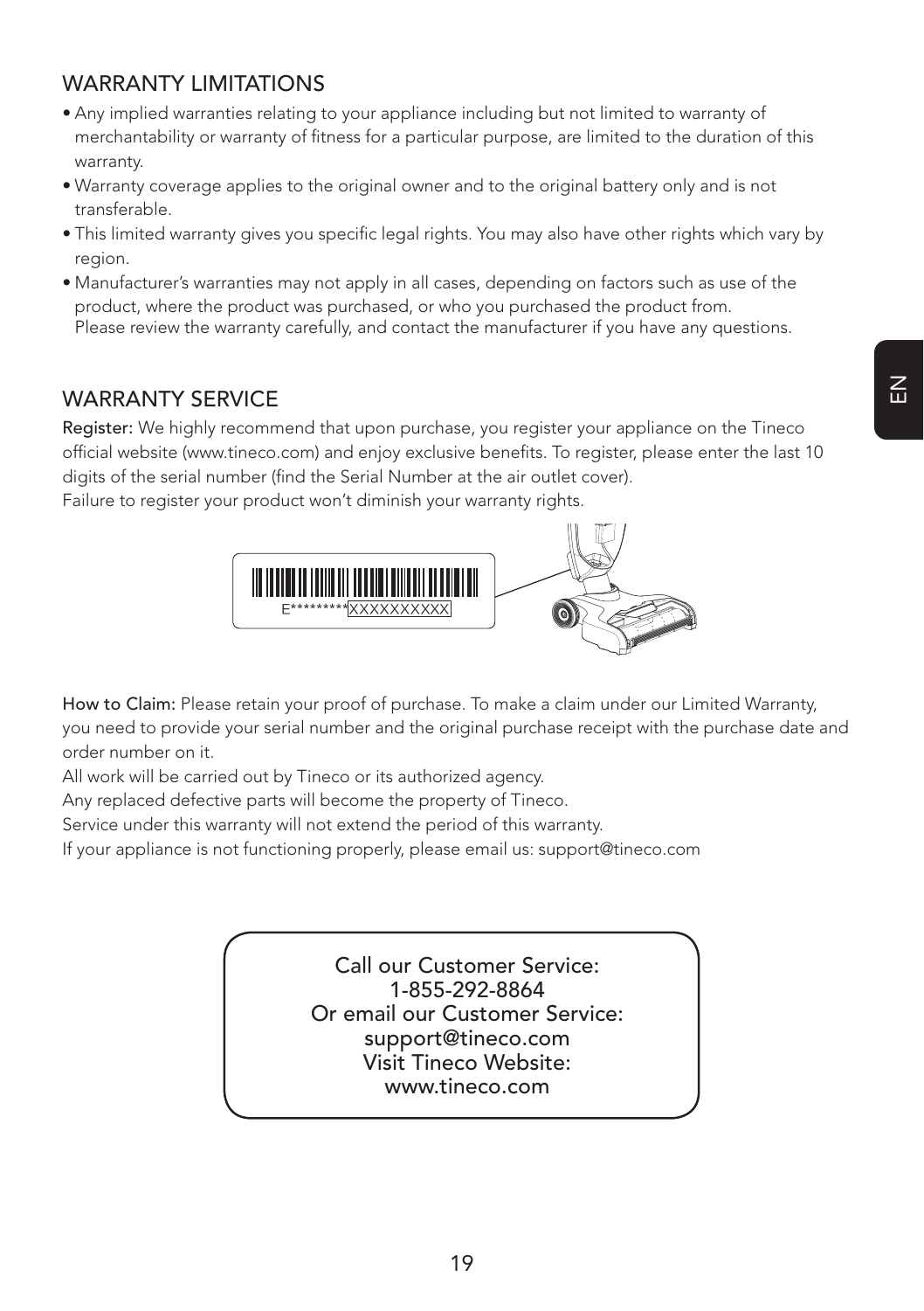## WARRANTY LIMITATIONS

- Any implied warranties relating to your appliance including but not limited to warranty of merchantability or warranty of fitness for a particular purpose, are limited to the duration of this warranty.
- Warranty coverage applies to the original owner and to the original battery only and is not transferable.
- This limited warranty gives you specific legal rights. You may also have other rights which vary by region.
- Manufacturer's warranties may not apply in all cases, depending on factors such as use of the product, where the product was purchased, or who you purchased the product from.
  Please review the warranty carefully, and contact the manufacturer if you have any questions.

## WARRANTY SERVICE

**Register:** We highly recommend that upon purchase, you register your appliance on the Tineco official website (www.tineco.com) and enjoy exclusive benefits. To register, please enter the last 10 digits of the serial number (find the Serial Number at the air outlet cover).
Failure to register your product won't diminish your warranty rights.

E*********XXXXXXXXXX

**How to Claim:** Please retain your proof of purchase. To make a claim under our Limited Warranty, you need to provide your serial number and the original purchase receipt with the purchase date and order number on it.
All work will be carried out by Tineco or its authorized agency.
Any replaced defective parts will become the property of Tineco.
Service under this warranty will not extend the period of this warranty.
If your appliance is not functioning properly, please email us: support@tineco.com

Call our Customer Service:
1-855-292-8864
Or email our Customer Service:
support@tineco.com
Visit Tineco Website:
www.tineco.com